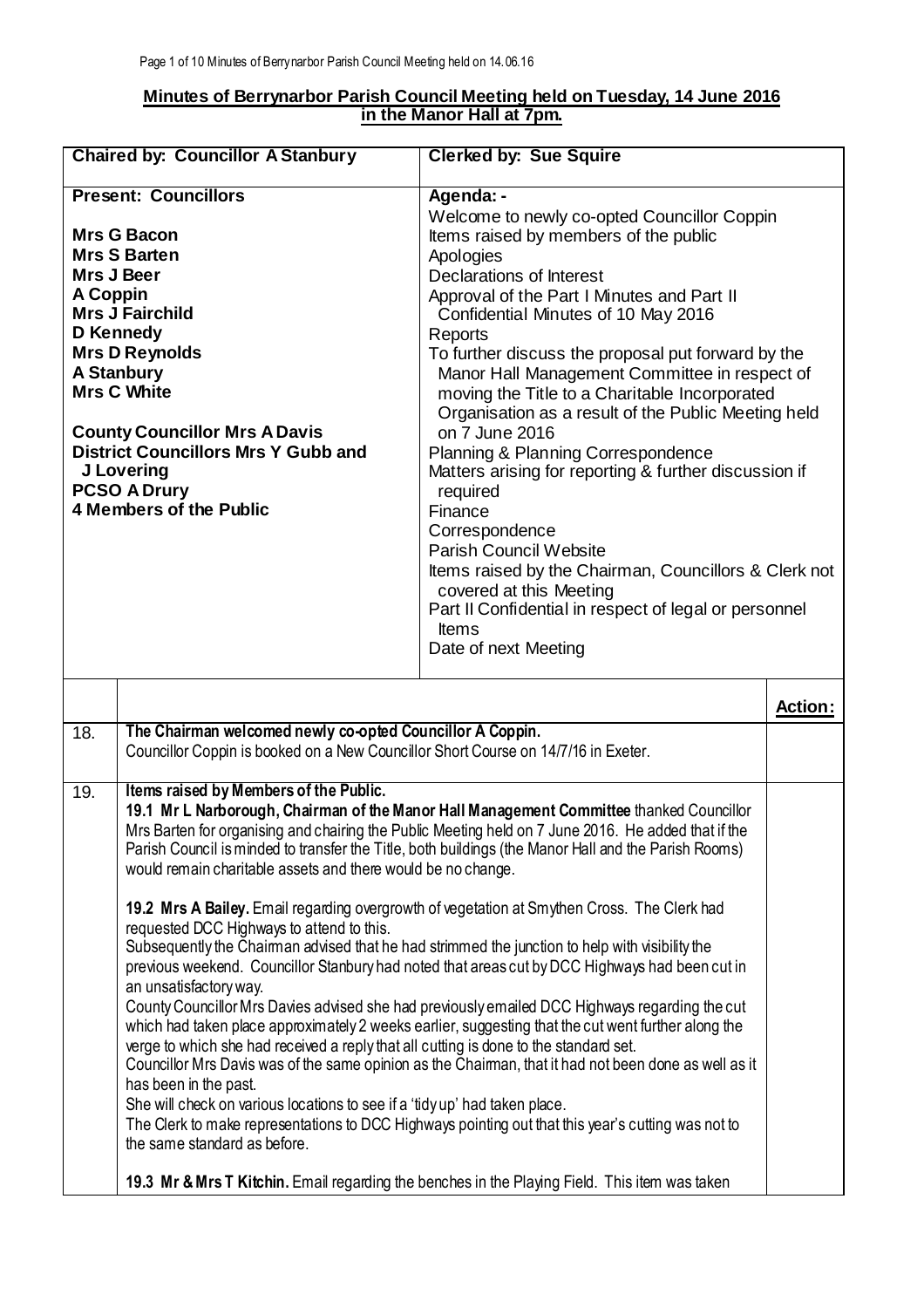## Minutes of Berrynarbor Parish Council Meeting held on Tuesday, 14 June 2016 in the Manor Hall at 7pm.

| **Chaired by: Councillor A Stanbury** | **Clerked by: Sue Squire** |
|---|---|
| **Present: Councillors**<br><br>**Mrs G Bacon**<br>**Mrs S Barten**<br>**Mrs J Beer**<br>**A Coppin**<br>**Mrs J Fairchild**<br>**D Kennedy**<br>**Mrs D Reynolds**<br>**A Stanbury**<br>**Mrs C White**<br><br>**County Councillor Mrs A Davis**<br>**District Councillors Mrs Y Gubb and J Lovering**<br>**PCSO A Drury**<br>**4 Members of the Public** | **Agenda: -**<br>Welcome to newly co-opted Councillor Coppin<br>Items raised by members of the public<br>Apologies<br>Declarations of Interest<br>Approval of the Part I Minutes and Part II Confidential Minutes of 10 May 2016<br>Reports<br>To further discuss the proposal put forward by the Manor Hall Management Committee in respect of moving the Title to a Charitable Incorporated Organisation as a result of the Public Meeting held on 7 June 2016<br>Planning & Planning Correspondence<br>Matters arising for reporting & further discussion if required<br>Finance<br>Correspondence<br>Parish Council Website<br>Items raised by the Chairman, Councillors & Clerk not covered at this Meeting<br>Part II Confidential in respect of legal or personnel Items<br>Date of next Meeting |

| | | **Action:** |
|---|---|---|
| 18. | **The Chairman welcomed newly co-opted Councillor A Coppin.**<br>Councillor Coppin is booked on a New Councillor Short Course on 14/7/16 in Exeter. | |
| 19. | **Items raised by Members of the Public.**<br>**19.1 Mr L Narborough, Chairman of the Manor Hall Management Committee** thanked Councillor Mrs Barten for organising and chairing the Public Meeting held on 7 June 2016. He added that if the Parish Council is minded to transfer the Title, both buildings (the Manor Hall and the Parish Rooms) would remain charitable assets and there would be no change.<br><br>**19.2 Mrs A Bailey.** Email regarding overgrowth of vegetation at Smythen Cross. The Clerk had requested DCC Highways to attend to this.<br>Subsequently the Chairman advised that he had strimmed the junction to help with visibility the previous weekend. Councillor Stanbury had noted that areas cut by DCC Highways had been cut in an unsatisfactory way.<br>County Councillor Mrs Davies advised she had previously emailed DCC Highways regarding the cut which had taken place approximately 2 weeks earlier, suggesting that the cut went further along the verge to which she had received a reply that all cutting is done to the standard set.<br>Councillor Mrs Davis was of the same opinion as the Chairman, that it had not been done as well as it has been in the past.<br>She will check on various locations to see if a 'tidy up' had taken place.<br>The Clerk to make representations to DCC Highways pointing out that this year's cutting was not to the same standard as before.<br><br>**19.3 Mr & Mrs T Kitchin.** Email regarding the benches in the Playing Field. This item was taken | |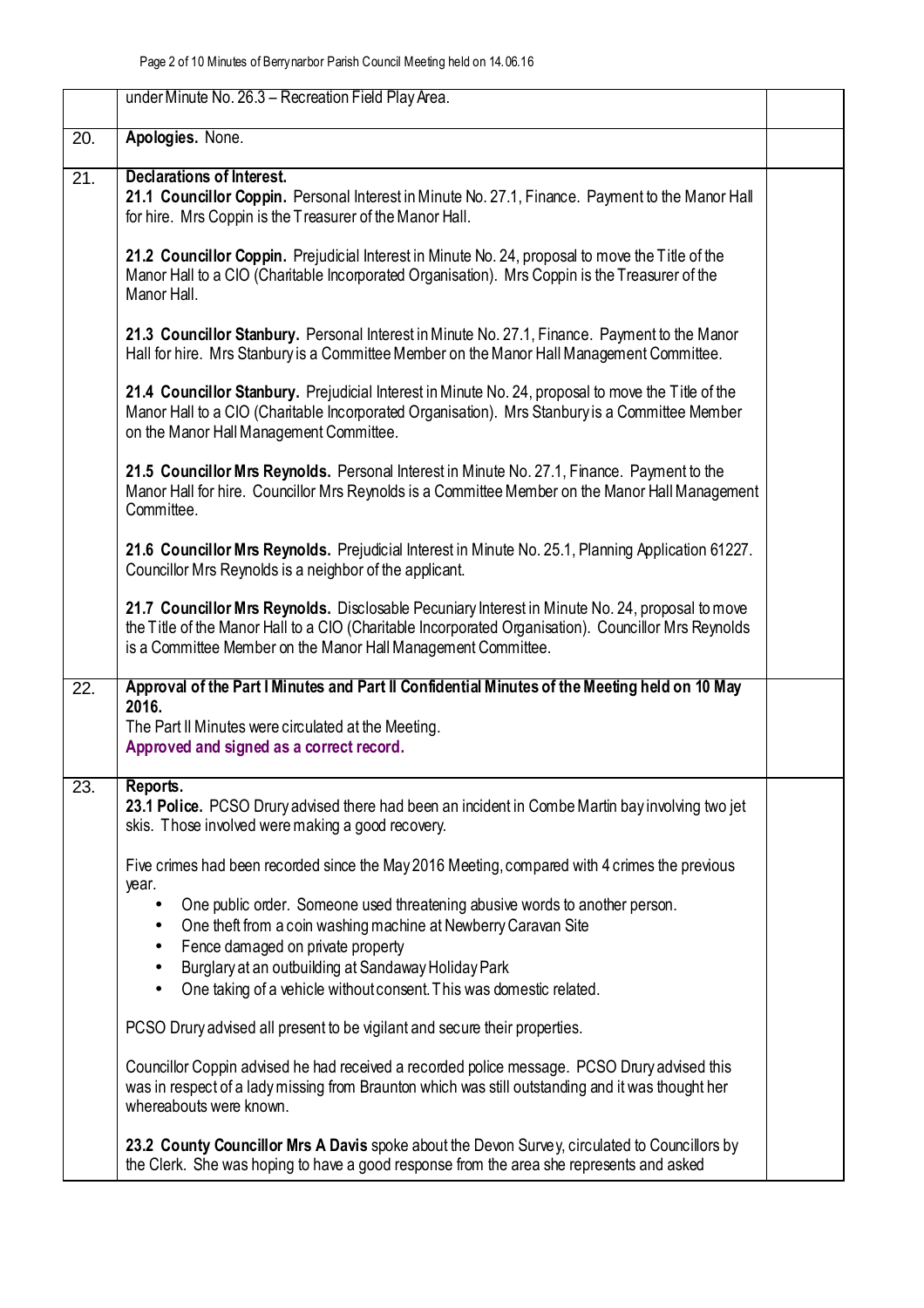| | | |
|---|---|---|
| | under Minute No. 26.3 – Recreation Field Play Area. | |
| 20. | **Apologies.** None. | |
| 21. | **Declarations of Interest.**<br>**21.1 Councillor Coppin.** Personal Interest in Minute No. 27.1, Finance. Payment to the Manor Hall for hire. Mrs Coppin is the Treasurer of the Manor Hall.<br><br>**21.2 Councillor Coppin.** Prejudicial Interest in Minute No. 24, proposal to move the Title of the Manor Hall to a CIO (Charitable Incorporated Organisation). Mrs Coppin is the Treasurer of the Manor Hall.<br><br>**21.3 Councillor Stanbury.** Personal Interest in Minute No. 27.1, Finance. Payment to the Manor Hall for hire. Mrs Stanbury is a Committee Member on the Manor Hall Management Committee.<br><br>**21.4 Councillor Stanbury.** Prejudicial Interest in Minute No. 24, proposal to move the Title of the Manor Hall to a CIO (Charitable Incorporated Organisation). Mrs Stanbury is a Committee Member on the Manor Hall Management Committee.<br><br>**21.5 Councillor Mrs Reynolds.** Personal Interest in Minute No. 27.1, Finance. Payment to the Manor Hall for hire. Councillor Mrs Reynolds is a Committee Member on the Manor Hall Management Committee.<br><br>**21.6 Councillor Mrs Reynolds.** Prejudicial Interest in Minute No. 25.1, Planning Application 61227. Councillor Mrs Reynolds is a neighbor of the applicant.<br><br>**21.7 Councillor Mrs Reynolds.** Disclosable Pecuniary Interest in Minute No. 24, proposal to move the Title of the Manor Hall to a CIO (Charitable Incorporated Organisation). Councillor Mrs Reynolds is a Committee Member on the Manor Hall Management Committee. | |
| 22. | **Approval of the Part I Minutes and Part II Confidential Minutes of the Meeting held on 10 May 2016.**<br>The Part II Minutes were circulated at the Meeting.<br>**Approved and signed as a correct record.** | |
| 23. | **Reports.**<br>**23.1 Police.** PCSO Drury advised there had been an incident in Combe Martin bay involving two jet skis. Those involved were making a good recovery.<br><br>Five crimes had been recorded since the May 2016 Meeting, compared with 4 crimes the previous year.<br>• One public order. Someone used threatening abusive words to another person.<br>• One theft from a coin washing machine at Newberry Caravan Site<br>• Fence damaged on private property<br>• Burglary at an outbuilding at Sandaway Holiday Park<br>• One taking of a vehicle without consent. This was domestic related.<br><br>PCSO Drury advised all present to be vigilant and secure their properties.<br><br>Councillor Coppin advised he had received a recorded police message. PCSO Drury advised this was in respect of a lady missing from Braunton which was still outstanding and it was thought her whereabouts were known.<br><br>**23.2 County Councillor Mrs A Davis** spoke about the Devon Survey, circulated to Councillors by the Clerk. She was hoping to have a good response from the area she represents and asked | |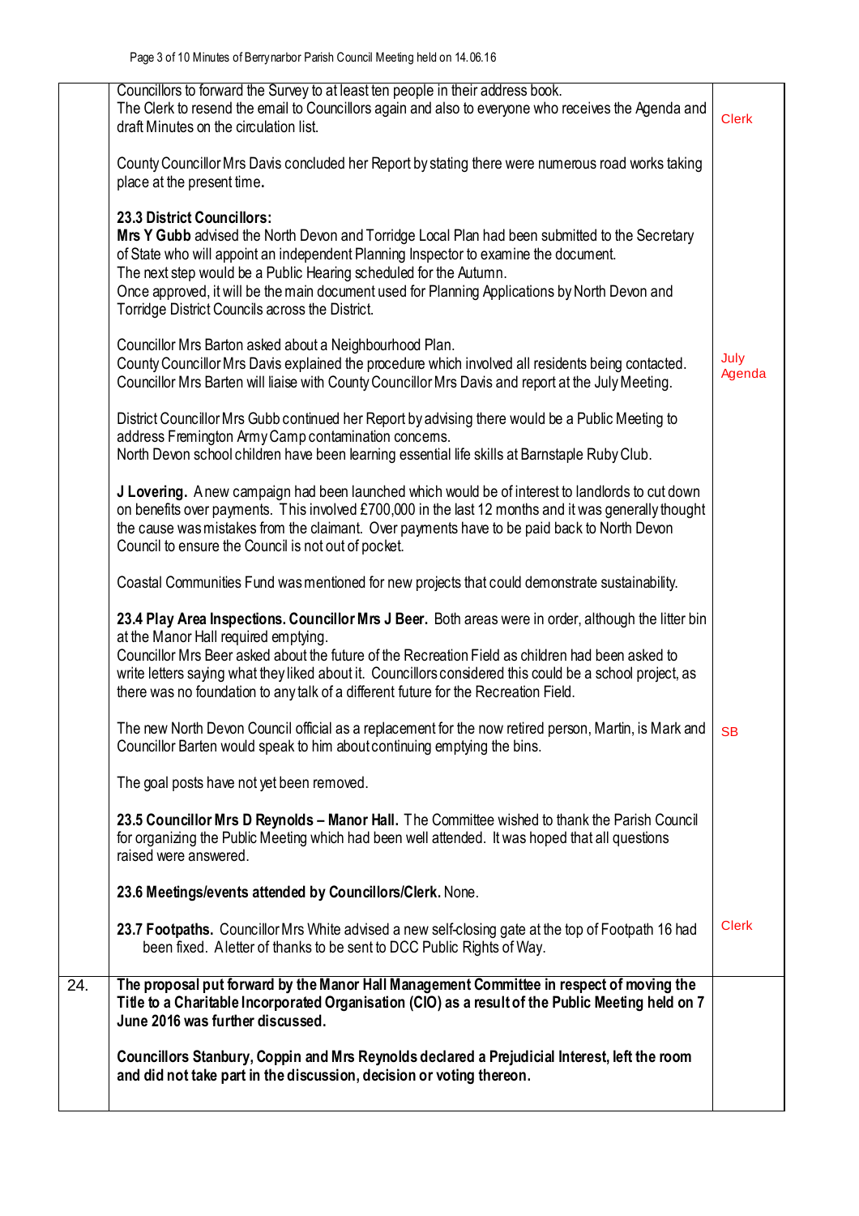| | | |
|---|---|---|
| | Councillors to forward the Survey to at least ten people in their address book.<br>The Clerk to resend the email to Councillors again and also to everyone who receives the Agenda and draft Minutes on the circulation list.<br><br>County Councillor Mrs Davis concluded her Report by stating there were numerous road works taking place at the present time**.**<br><br>**23.3 District Councillors:**<br>**Mrs Y Gubb** advised the North Devon and Torridge Local Plan had been submitted to the Secretary of State who will appoint an independent Planning Inspector to examine the document.<br>The next step would be a Public Hearing scheduled for the Autumn.<br>Once approved, it will be the main document used for Planning Applications by North Devon and Torridge District Councils across the District.<br><br>Councillor Mrs Barton asked about a Neighbourhood Plan.<br>County Councillor Mrs Davis explained the procedure which involved all residents being contacted.<br>Councillor Mrs Barten will liaise with County Councillor Mrs Davis and report at the July Meeting.<br><br>District Councillor Mrs Gubb continued her Report by advising there would be a Public Meeting to address Fremington Army Camp contamination concerns.<br>North Devon school children have been learning essential life skills at Barnstaple Ruby Club.<br><br>**J Lovering.** A new campaign had been launched which would be of interest to landlords to cut down on benefits over payments. This involved £700,000 in the last 12 months and it was generally thought the cause was mistakes from the claimant. Over payments have to be paid back to North Devon Council to ensure the Council is not out of pocket.<br><br>Coastal Communities Fund was mentioned for new projects that could demonstrate sustainability.<br><br>**23.4 Play Area Inspections. Councillor Mrs J Beer.** Both areas were in order, although the litter bin at the Manor Hall required emptying.<br>Councillor Mrs Beer asked about the future of the Recreation Field as children had been asked to write letters saying what they liked about it. Councillors considered this could be a school project, as there was no foundation to any talk of a different future for the Recreation Field.<br><br>The new North Devon Council official as a replacement for the now retired person, Martin, is Mark and Councillor Barten would speak to him about continuing emptying the bins.<br><br>The goal posts have not yet been removed.<br><br>**23.5 Councillor Mrs D Reynolds – Manor Hall.** The Committee wished to thank the Parish Council for organizing the Public Meeting which had been well attended. It was hoped that all questions raised were answered.<br><br>**23.6 Meetings/events attended by Councillors/Clerk.** None.<br><br>**23.7 Footpaths.** Councillor Mrs White advised a new self-closing gate at the top of Footpath 16 had been fixed. A letter of thanks to be sent to DCC Public Rights of Way. | Clerk<br><br>July Agenda<br><br>SB<br><br>Clerk |
| 24. | **The proposal put forward by the Manor Hall Management Committee in respect of moving the Title to a Charitable Incorporated Organisation (CIO) as a result of the Public Meeting held on 7 June 2016 was further discussed.**<br><br>**Councillors Stanbury, Coppin and Mrs Reynolds declared a Prejudicial Interest, left the room and did not take part in the discussion, decision or voting thereon.** | |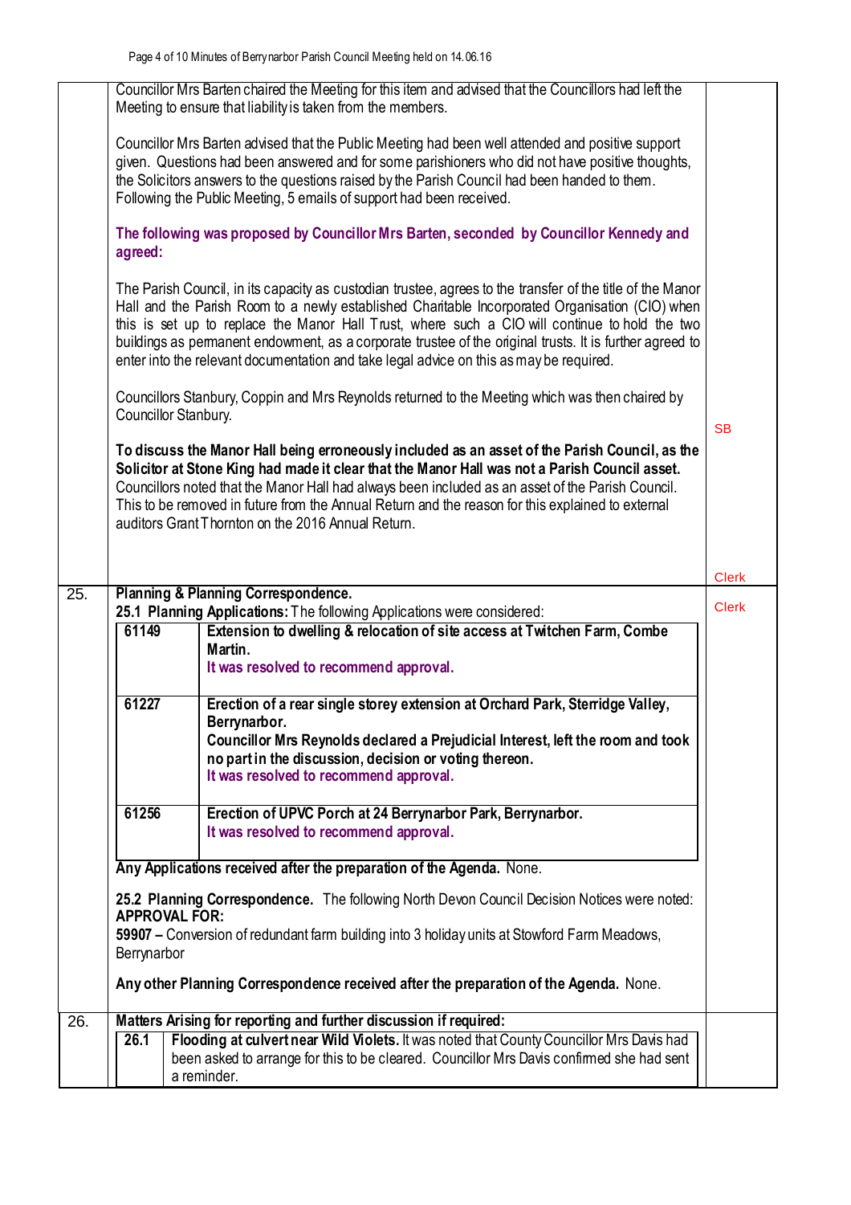| | | |
|---|---|---|
| | Councillor Mrs Barten chaired the Meeting for this item and advised that the Councillors had left the Meeting to ensure that liability is taken from the members.<br><br>Councillor Mrs Barten advised that the Public Meeting had been well attended and positive support given. Questions had been answered and for some parishioners who did not have positive thoughts, the Solicitors answers to the questions raised by the Parish Council had been handed to them. Following the Public Meeting, 5 emails of support had been received.<br><br>**The following was proposed by Councillor Mrs Barten, seconded by Councillor Kennedy and agreed:**<br><br>The Parish Council, in its capacity as custodian trustee, agrees to the transfer of the title of the Manor Hall and the Parish Room to a newly established Charitable Incorporated Organisation (CIO) when this is set up to replace the Manor Hall Trust, where such a CIO will continue to hold the two buildings as permanent endowment, as a corporate trustee of the original trusts. It is further agreed to enter into the relevant documentation and take legal advice on this as may be required.<br><br>Councillors Stanbury, Coppin and Mrs Reynolds returned to the Meeting which was then chaired by Councillor Stanbury.<br><br>**To discuss the Manor Hall being erroneously included as an asset of the Parish Council, as the Solicitor at Stone King had made it clear that the Manor Hall was not a Parish Council asset.** Councillors noted that the Manor Hall had always been included as an asset of the Parish Council. This to be removed in future from the Annual Return and the reason for this explained to external auditors Grant Thornton on the 2016 Annual Return. | SB<br><br>Clerk |
| 25. | **Planning & Planning Correspondence.**<br>**25.1 Planning Applications:** The following Applications were considered:<br><br>**61149** – **Extension to dwelling & relocation of site access at Twitchen Farm, Combe Martin.**<br>**It was resolved to recommend approval.**<br><br>**61227** – **Erection of a rear single storey extension at Orchard Park, Sterridge Valley, Berrynarbor.**<br>**Councillor Mrs Reynolds declared a Prejudicial Interest, left the room and took no part in the discussion, decision or voting thereon.**<br>**It was resolved to recommend approval.**<br><br>**61256** – **Erection of UPVC Porch at 24 Berrynarbor Park, Berrynarbor.**<br>**It was resolved to recommend approval.**<br><br>**Any Applications received after the preparation of the Agenda.** None.<br><br>**25.2 Planning Correspondence.** The following North Devon Council Decision Notices were noted:<br>**APPROVAL FOR:**<br>**59907 –** Conversion of redundant farm building into 3 holiday units at Stowford Farm Meadows, Berrynarbor<br><br>**Any other Planning Correspondence received after the preparation of the Agenda.** None. | Clerk |
| 26. | **Matters Arising for reporting and further discussion if required:**<br>**26.1** **Flooding at culvert near Wild Violets.** It was noted that County Councillor Mrs Davis had been asked to arrange for this to be cleared. Councillor Mrs Davis confirmed she had sent a reminder. | |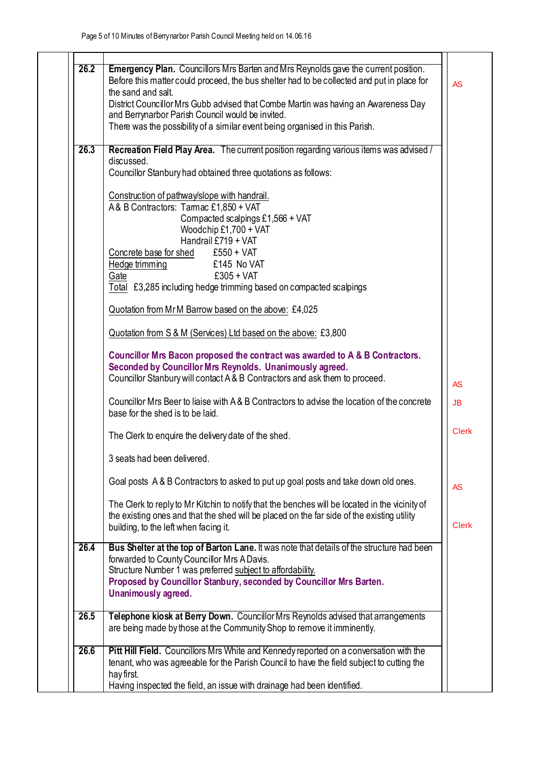| | | |
|---|---|---|
| 26.2 | **Emergency Plan.** Councillors Mrs Barten and Mrs Reynolds gave the current position. Before this matter could proceed, the bus shelter had to be collected and put in place for the sand and salt.<br>District Councillor Mrs Gubb advised that Combe Martin was having an Awareness Day and Berrynarbor Parish Council would be invited.<br>There was the possibility of a similar event being organised in this Parish. | AS |
| 26.3 | **Recreation Field Play Area.** The current position regarding various items was advised / discussed.<br>Councillor Stanbury had obtained three quotations as follows:<br><br><u>Construction of pathway/slope with handrail.</u><br>A & B Contractors: Tarmac £1,850 + VAT<br>Compacted scalpings £1,566 + VAT<br>Woodchip £1,700 + VAT<br>Handrail £719 + VAT<br><u>Concrete base for shed</u> £550 + VAT<br><u>Hedge trimming</u> £145 No VAT<br><u>Gate</u> £305 + VAT<br><u>Total</u> £3,285 including hedge trimming based on compacted scalpings<br><br><u>Quotation from Mr M Barrow based on the above:</u> £4,025<br><br><u>Quotation from S & M (Services) Ltd based on the above:</u> £3,800<br><br>**Councillor Mrs Bacon proposed the contract was awarded to A & B Contractors. Seconded by Councillor Mrs Reynolds. Unanimously agreed.**<br>Councillor Stanbury will contact A & B Contractors and ask them to proceed.<br><br>Councillor Mrs Beer to liaise with A & B Contractors to advise the location of the concrete base for the shed is to be laid.<br><br>The Clerk to enquire the delivery date of the shed.<br><br>3 seats had been delivered.<br><br>Goal posts A & B Contractors to asked to put up goal posts and take down old ones.<br><br>The Clerk to reply to Mr Kitchin to notify that the benches will be located in the vicinity of the existing ones and that the shed will be placed on the far side of the existing utility building, to the left when facing it. | AS<br>JB<br>Clerk<br>AS<br>Clerk |
| 26.4 | **Bus Shelter at the top of Barton Lane.** It was note that details of the structure had been forwarded to County Councillor Mrs A Davis.<br>Structure Number 1 was preferred <u>subject to affordability.</u><br>**Proposed by Councillor Stanbury, seconded by Councillor Mrs Barten. Unanimously agreed.** | |
| 26.5 | **Telephone kiosk at Berry Down.** Councillor Mrs Reynolds advised that arrangements are being made by those at the Community Shop to remove it imminently. | |
| 26.6 | **Pitt Hill Field.** Councillors Mrs White and Kennedy reported on a conversation with the tenant, who was agreeable for the Parish Council to have the field subject to cutting the hay first.<br>Having inspected the field, an issue with drainage had been identified. | |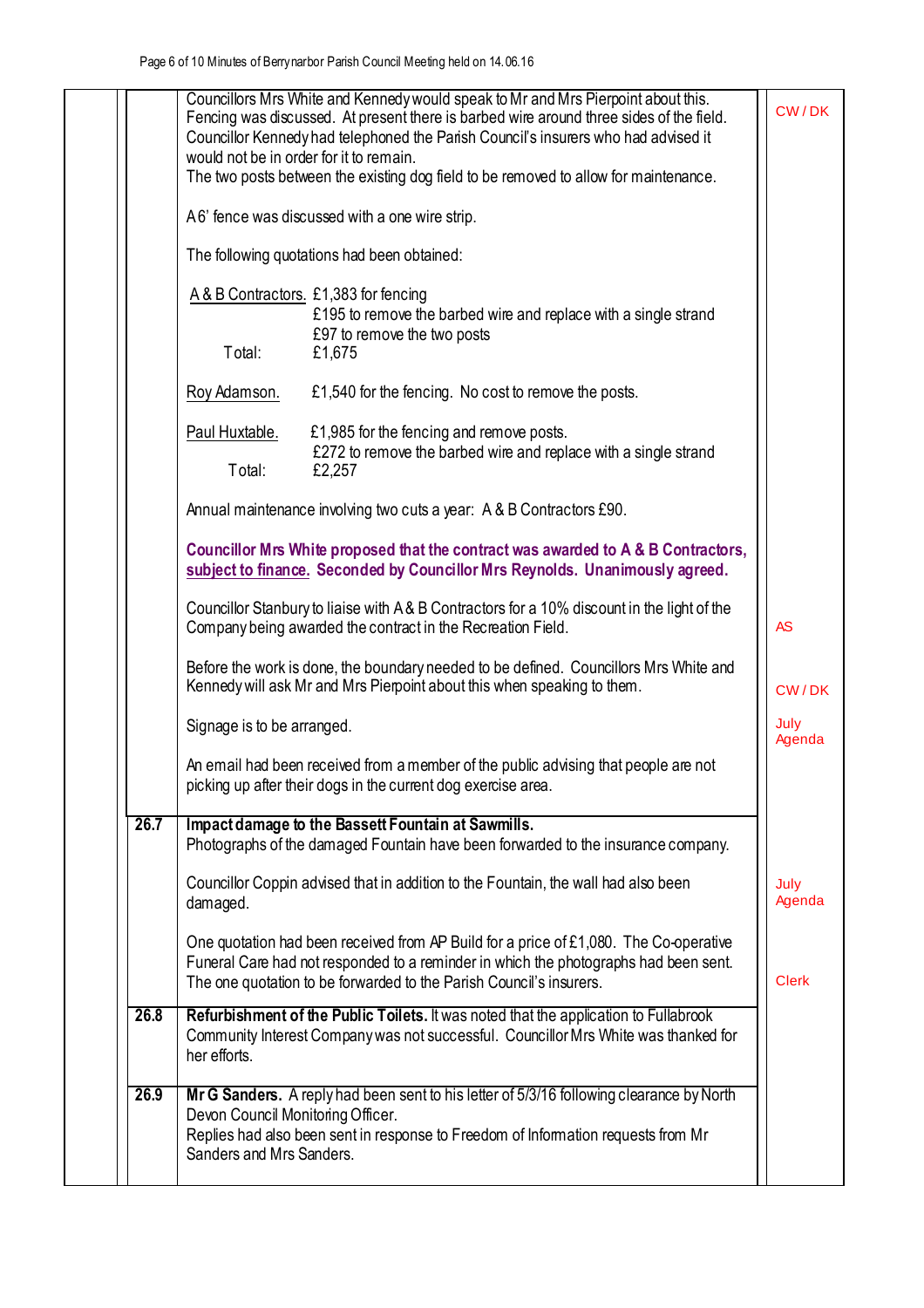| | | | |
|---|---|---|---|
| | | Councillors Mrs White and Kennedy would speak to Mr and Mrs Pierpoint about this. Fencing was discussed. At present there is barbed wire around three sides of the field. Councillor Kennedy had telephoned the Parish Council's insurers who had advised it would not be in order for it to remain. The two posts between the existing dog field to be removed to allow for maintenance. | CW / DK |
| | | A 6' fence was discussed with a one wire strip. | |
| | | The following quotations had been obtained: | |
| | | A & B Contractors. £1,383 for fencing<br>£195 to remove the barbed wire and replace with a single strand<br>£97 to remove the two posts<br>Total: £1,675 | |
| | | Roy Adamson. £1,540 for the fencing. No cost to remove the posts. | |
| | | Paul Huxtable. £1,985 for the fencing and remove posts.<br>£272 to remove the barbed wire and replace with a single strand<br>Total: £2,257 | |
| | | Annual maintenance involving two cuts a year: A & B Contractors £90. | |
| | | **Councillor Mrs White proposed that the contract was awarded to A & B Contractors, subject to finance. Seconded by Councillor Mrs Reynolds. Unanimously agreed.** | |
| | | Councillor Stanbury to liaise with A & B Contractors for a 10% discount in the light of the Company being awarded the contract in the Recreation Field. | AS |
| | | Before the work is done, the boundary needed to be defined. Councillors Mrs White and Kennedy will ask Mr and Mrs Pierpoint about this when speaking to them. | CW / DK |
| | | Signage is to be arranged. | July Agenda |
| | | An email had been received from a member of the public advising that people are not picking up after their dogs in the current dog exercise area. | |
| | 26.7 | **Impact damage to the Bassett Fountain at Sawmills.** Photographs of the damaged Fountain have been forwarded to the insurance company. | |
| | | Councillor Coppin advised that in addition to the Fountain, the wall had also been damaged. | July Agenda |
| | | One quotation had been received from AP Build for a price of £1,080. The Co-operative Funeral Care had not responded to a reminder in which the photographs had been sent. The one quotation to be forwarded to the Parish Council's insurers. | Clerk |
| | 26.8 | **Refurbishment of the Public Toilets.** It was noted that the application to Fullabrook Community Interest Company was not successful. Councillor Mrs White was thanked for her efforts. | |
| | 26.9 | **Mr G Sanders.** A reply had been sent to his letter of 5/3/16 following clearance by North Devon Council Monitoring Officer. Replies had also been sent in response to Freedom of Information requests from Mr Sanders and Mrs Sanders. | |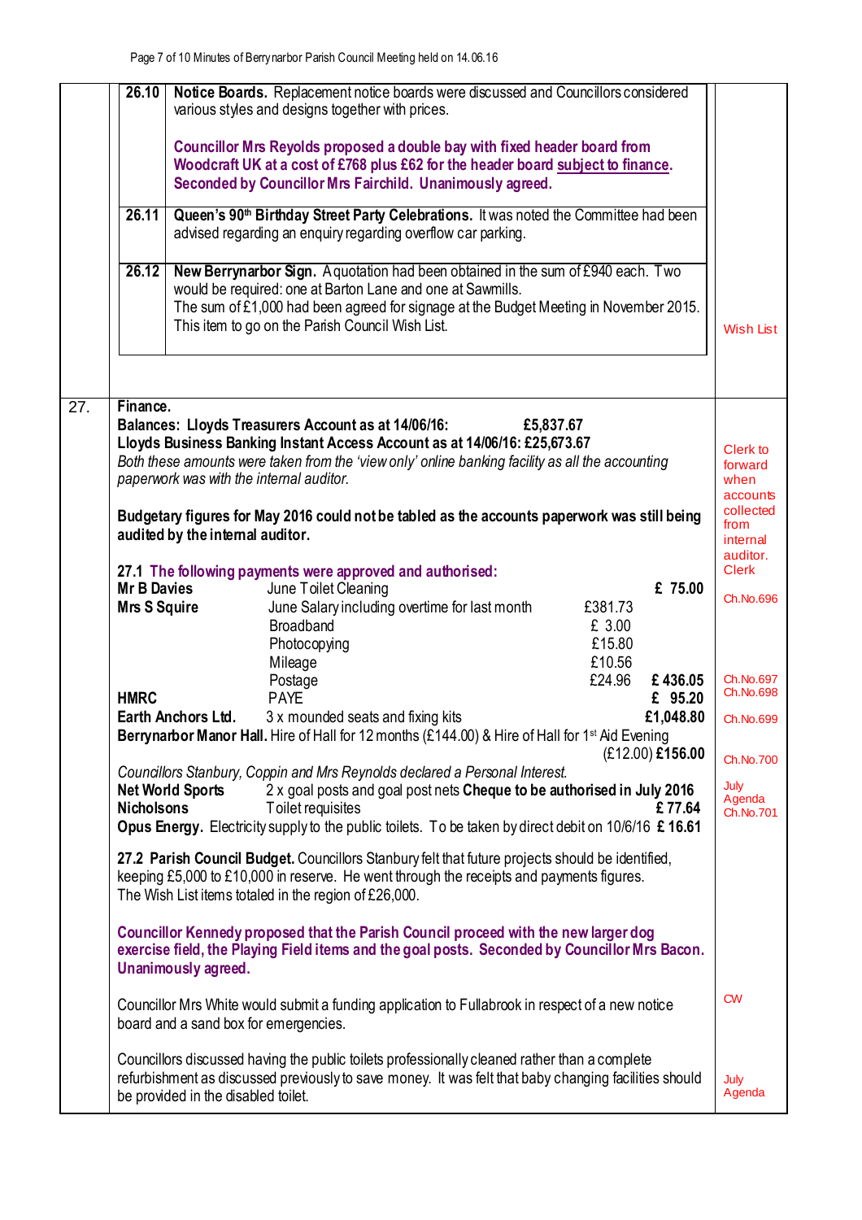| | | | |
|---|---|---|---|
| | **26.10** | **Notice Boards.** Replacement notice boards were discussed and Councillors considered various styles and designs together with prices.<br><br>**Councillor Mrs Reyolds proposed a double bay with fixed header board from Woodcraft UK at a cost of £768 plus £62 for the header board subject to finance. Seconded by Councillor Mrs Fairchild. Unanimously agreed.** | |
| | **26.11** | **Queen's 90th Birthday Street Party Celebrations.** It was noted the Committee had been advised regarding an enquiry regarding overflow car parking. | |
| | **26.12** | **New Berrynarbor Sign.** A quotation had been obtained in the sum of £940 each. Two would be required: one at Barton Lane and one at Sawmills.<br>The sum of £1,000 had been agreed for signage at the Budget Meeting in November 2015. This item to go on the Parish Council Wish List. | Wish List |

**27. Finance.**

**Balances: Lloyds Treasurers Account as at 14/06/16: £5,837.67**
**Lloyds Business Banking Instant Access Account as at 14/06/16: £25,673.67**
*Both these amounts were taken from the 'view only' online banking facility as all the accounting paperwork was with the internal auditor.*

**Budgetary figures for May 2016 could not be tabled as the accounts paperwork was still being audited by the internal auditor.**

Clerk to forward when accounts collected from internal auditor.

**27.1 The following payments were approved and authorised:**

| Payee | Item | Amount | Total | Action |
|---|---|---|---|---|
| **Mr B Davies** | June Toilet Cleaning | | **£ 75.00** | Clerk Ch.No.696 |
| **Mrs S Squire** | June Salary including overtime for last month | £381.73 | | |
| | Broadband | £ 3.00 | | |
| | Photocopying | £15.80 | | |
| | Mileage | £10.56 | | |
| | Postage | £24.96 | **£ 436.05** | Ch.No.697 |
| **HMRC** | PAYE | | **£ 95.20** | Ch.No.698 |
| **Earth Anchors Ltd.** | 3 x mounded seats and fixing kits | | **£1,048.80** | Ch.No.699 |
| **Berrynarbor Manor Hall.** | Hire of Hall for 12 months (£144.00) & Hire of Hall for 1st Aid Evening (£12.00) | | **£156.00** | Ch.No.700 |

*Councillors Stanbury, Coppin and Mrs Reynolds declared a Personal Interest.*

| Payee | Item | Amount | Action |
|---|---|---|---|
| **Net World Sports** | 2 x goal posts and goal post nets **Cheque to be authorised in July 2016** | | July Agenda |
| **Nicholsons** | Toilet requisites | **£ 77.64** | Ch.No.701 |
| **Opus Energy.** | Electricity supply to the public toilets. To be taken by direct debit on 10/6/16 | **£ 16.61** | |

**27.2 Parish Council Budget.** Councillors Stanbury felt that future projects should be identified, keeping £5,000 to £10,000 in reserve. He went through the receipts and payments figures. The Wish List items totaled in the region of £26,000.

**Councillor Kennedy proposed that the Parish Council proceed with the new larger dog exercise field, the Playing Field items and the goal posts. Seconded by Councillor Mrs Bacon. Unanimously agreed.**

Councillor Mrs White would submit a funding application to Fullabrook in respect of a new notice board and a sand box for emergencies. — CW

Councillors discussed having the public toilets professionally cleaned rather than a complete refurbishment as discussed previously to save money. It was felt that baby changing facilities should be provided in the disabled toilet. — July Agenda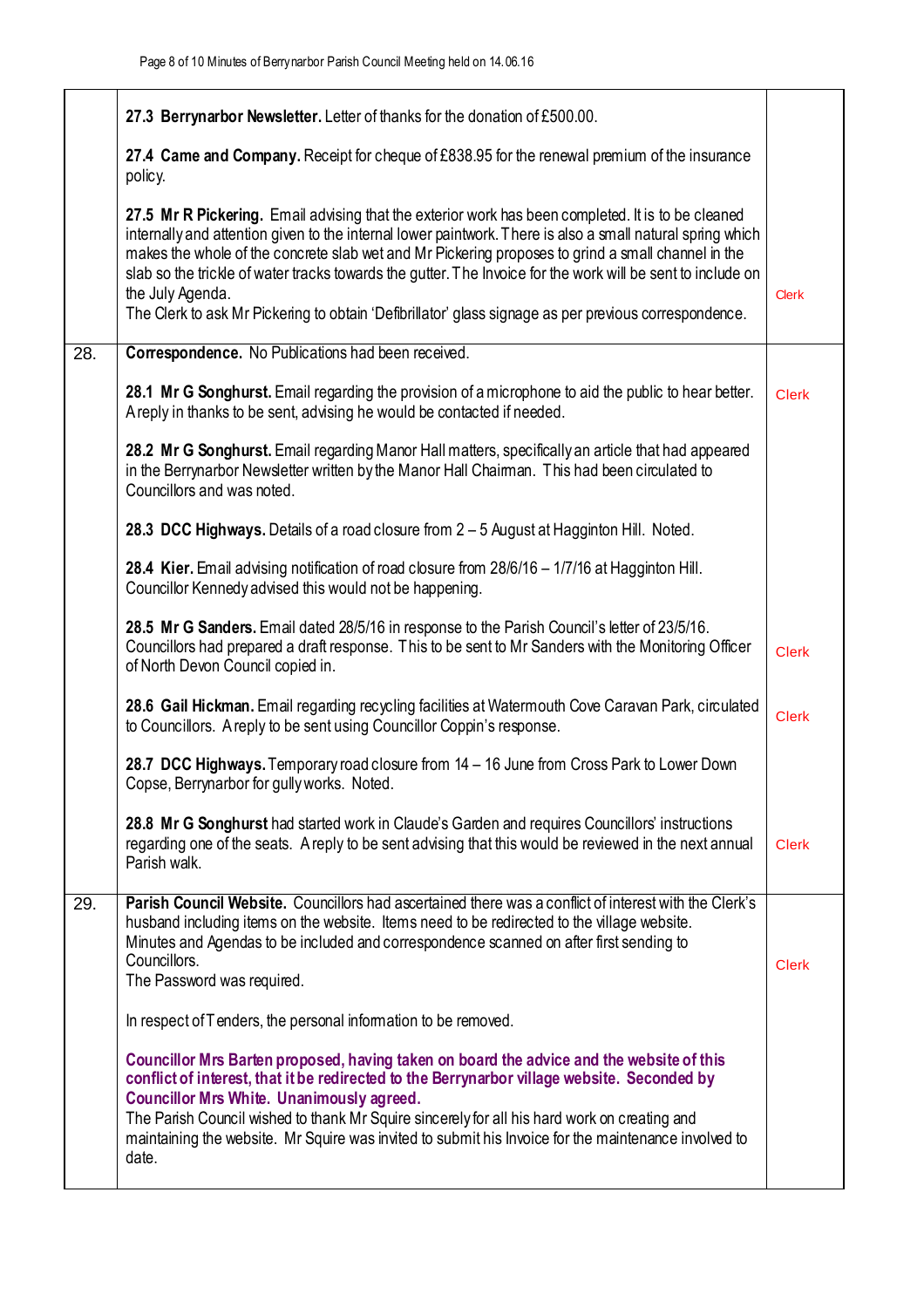| | | |
|---|---|---|
| | **27.3 Berrynarbor Newsletter.** Letter of thanks for the donation of £500.00.<br><br>**27.4 Came and Company.** Receipt for cheque of £838.95 for the renewal premium of the insurance policy.<br><br>**27.5 Mr R Pickering.** Email advising that the exterior work has been completed. It is to be cleaned internally and attention given to the internal lower paintwork. There is also a small natural spring which makes the whole of the concrete slab wet and Mr Pickering proposes to grind a small channel in the slab so the trickle of water tracks towards the gutter. The Invoice for the work will be sent to include on the July Agenda.<br>The Clerk to ask Mr Pickering to obtain 'Defibrillator' glass signage as per previous correspondence. | Clerk |
| 28. | **Correspondence.** No Publications had been received.<br><br>**28.1 Mr G Songhurst.** Email regarding the provision of a microphone to aid the public to hear better. A reply in thanks to be sent, advising he would be contacted if needed.<br><br>**28.2 Mr G Songhurst.** Email regarding Manor Hall matters, specifically an article that had appeared in the Berrynarbor Newsletter written by the Manor Hall Chairman. This had been circulated to Councillors and was noted.<br><br>**28.3 DCC Highways.** Details of a road closure from 2 – 5 August at Hagginton Hill. Noted.<br><br>**28.4 Kier.** Email advising notification of road closure from 28/6/16 – 1/7/16 at Hagginton Hill. Councillor Kennedy advised this would not be happening.<br><br>**28.5 Mr G Sanders.** Email dated 28/5/16 in response to the Parish Council's letter of 23/5/16. Councillors had prepared a draft response. This to be sent to Mr Sanders with the Monitoring Officer of North Devon Council copied in.<br><br>**28.6 Gail Hickman.** Email regarding recycling facilities at Watermouth Cove Caravan Park, circulated to Councillors. A reply to be sent using Councillor Coppin's response.<br><br>**28.7 DCC Highways.** Temporary road closure from 14 – 16 June from Cross Park to Lower Down Copse, Berrynarbor for gully works. Noted.<br><br>**28.8 Mr G Songhurst** had started work in Claude's Garden and requires Councillors' instructions regarding one of the seats. A reply to be sent advising that this would be reviewed in the next annual Parish walk. | Clerk<br><br>Clerk<br><br>Clerk<br><br>Clerk |
| 29. | **Parish Council Website.** Councillors had ascertained there was a conflict of interest with the Clerk's husband including items on the website. Items need to be redirected to the village website. Minutes and Agendas to be included and correspondence scanned on after first sending to Councillors.<br>The Password was required.<br><br>In respect of Tenders, the personal information to be removed.<br><br>**Councillor Mrs Barten proposed, having taken on board the advice and the website of this conflict of interest, that it be redirected to the Berrynarbor village website. Seconded by Councillor Mrs White. Unanimously agreed.**<br>The Parish Council wished to thank Mr Squire sincerely for all his hard work on creating and maintaining the website. Mr Squire was invited to submit his Invoice for the maintenance involved to date. | Clerk |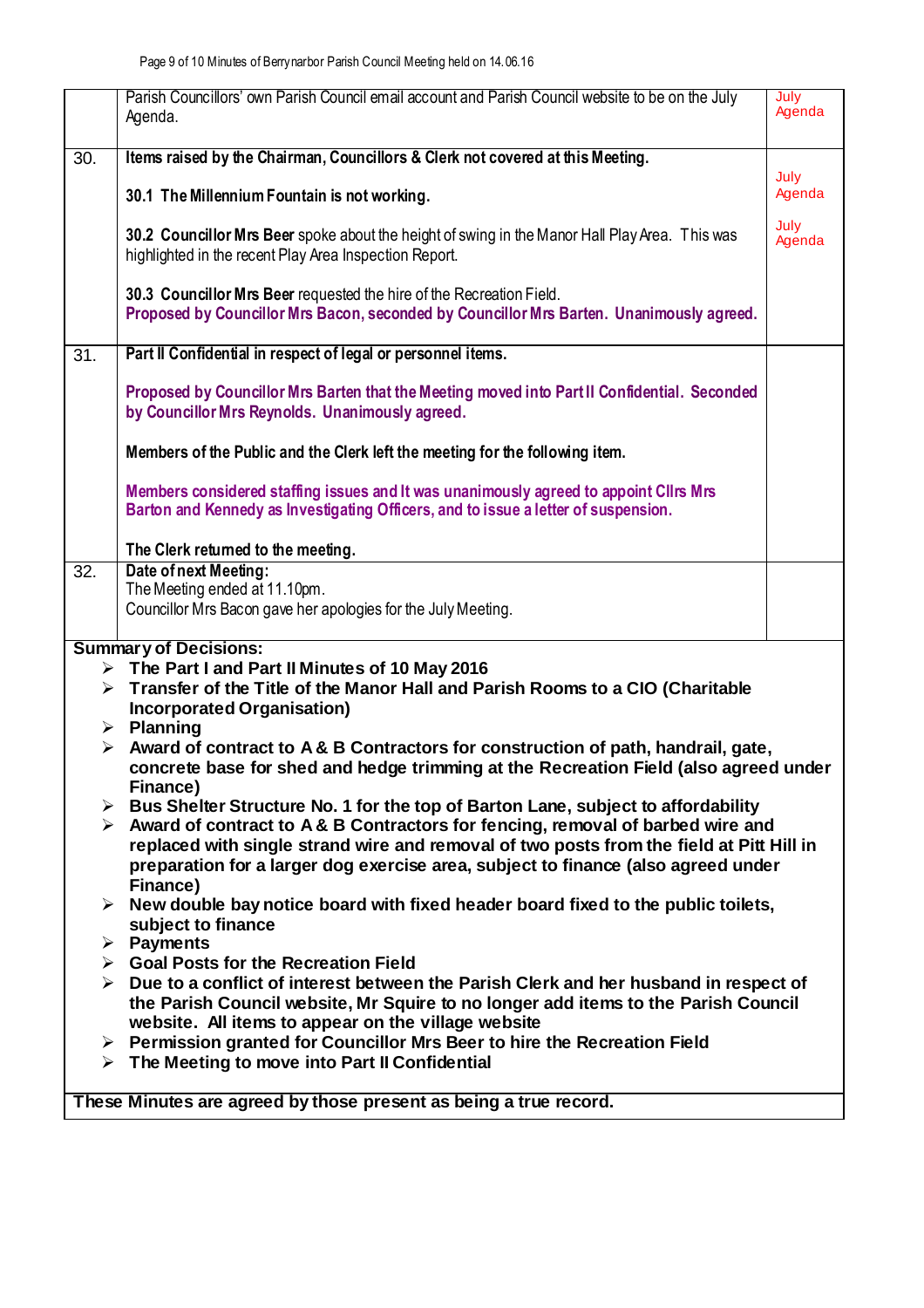| | | |
|---|---|---|
| | Parish Councillors' own Parish Council email account and Parish Council website to be on the July Agenda. | July Agenda |
| 30. | **Items raised by the Chairman, Councillors & Clerk not covered at this Meeting.**<br><br>**30.1 The Millennium Fountain is not working.**<br><br>**30.2 Councillor Mrs Beer** spoke about the height of swing in the Manor Hall Play Area. This was highlighted in the recent Play Area Inspection Report.<br><br>**30.3 Councillor Mrs Beer** requested the hire of the Recreation Field.<br>**Proposed by Councillor Mrs Bacon, seconded by Councillor Mrs Barten. Unanimously agreed.** | July Agenda<br><br>July Agenda |
| 31. | **Part II Confidential in respect of legal or personnel items.**<br><br>**Proposed by Councillor Mrs Barten that the Meeting moved into Part II Confidential. Seconded by Councillor Mrs Reynolds. Unanimously agreed.**<br><br>**Members of the Public and the Clerk left the meeting for the following item.**<br><br>**Members considered staffing issues and It was unanimously agreed to appoint Cllrs Mrs Barton and Kennedy as Investigating Officers, and to issue a letter of suspension.**<br><br>**The Clerk returned to the meeting.** | |
| 32. | **Date of next Meeting:**<br>The Meeting ended at 11.10pm.<br>Councillor Mrs Bacon gave her apologies for the July Meeting. | |

**Summary of Decisions:**

- **The Part I and Part II Minutes of 10 May 2016**
- **Transfer of the Title of the Manor Hall and Parish Rooms to a CIO (Charitable Incorporated Organisation)**
- **Planning**
- **Award of contract to A & B Contractors for construction of path, handrail, gate, concrete base for shed and hedge trimming at the Recreation Field (also agreed under Finance)**
- **Bus Shelter Structure No. 1 for the top of Barton Lane, subject to affordability**
- **Award of contract to A & B Contractors for fencing, removal of barbed wire and replaced with single strand wire and removal of two posts from the field at Pitt Hill in preparation for a larger dog exercise area, subject to finance (also agreed under Finance)**
- **New double bay notice board with fixed header board fixed to the public toilets, subject to finance**
- **Payments**
- **Goal Posts for the Recreation Field**
- **Due to a conflict of interest between the Parish Clerk and her husband in respect of the Parish Council website, Mr Squire to no longer add items to the Parish Council website. All items to appear on the village website**
- **Permission granted for Councillor Mrs Beer to hire the Recreation Field**
- **The Meeting to move into Part II Confidential**

**These Minutes are agreed by those present as being a true record.**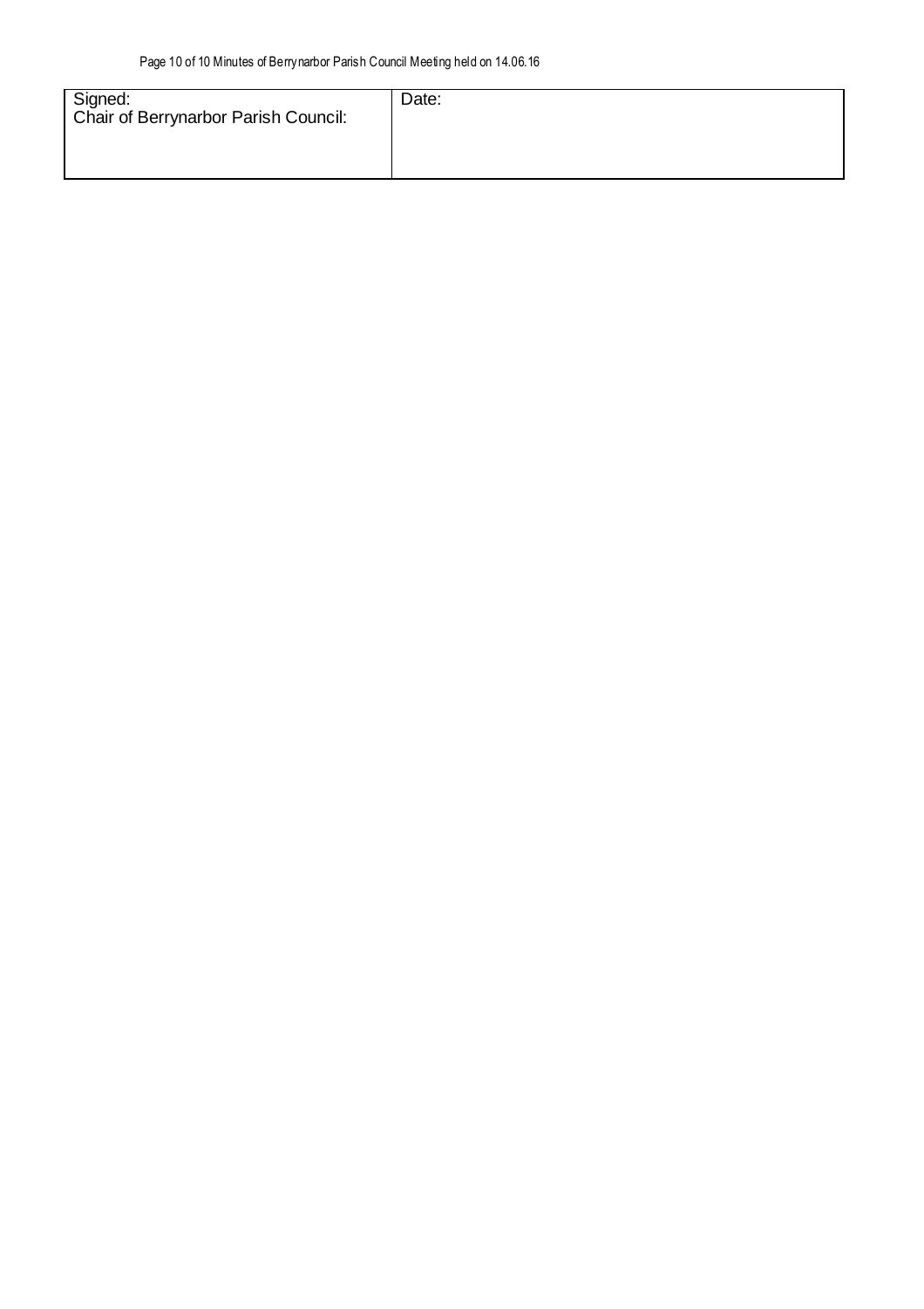| | |
|---|---|
| Signed:<br>Chair of Berrynarbor Parish Council: | Date: |